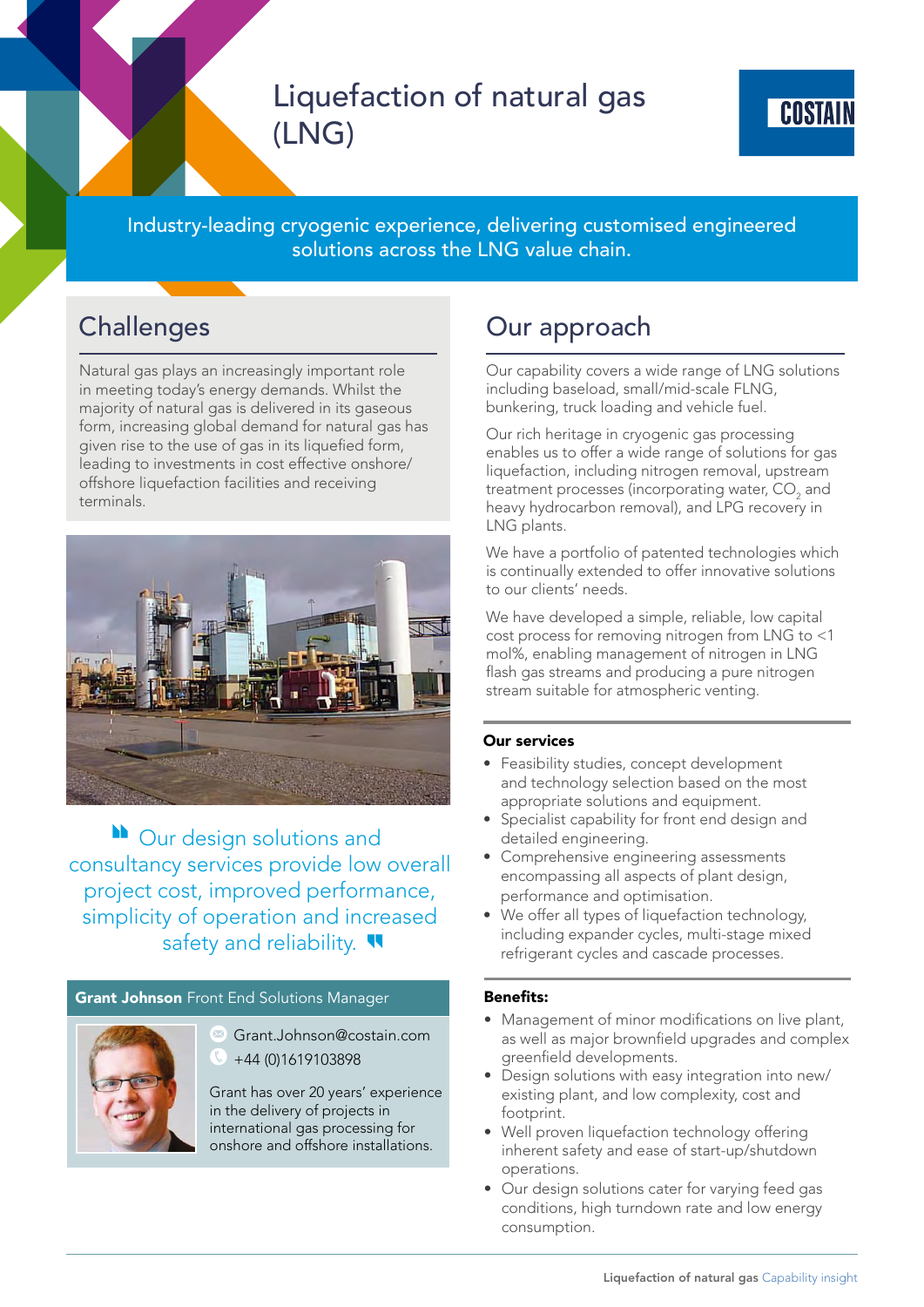# Liquefaction of natural gas (LNG)

COSTAIN

Industry-leading cryogenic experience, delivering customised engineered solutions across the LNG value chain.

## Challenges

Natural gas plays an increasingly important role in meeting today's energy demands. Whilst the majority of natural gas is delivered in its gaseous form, increasing global demand for natural gas has given rise to the use of gas in its liquefied form, leading to investments in cost effective onshore/offshore liquefaction facilities and receiving terminals.

> Our design solutions and consultancy services provide low overall project cost, improved performance, simplicity of operation and increased safety and reliability.

**Grant Johnson** Front End Solutions Manager

Grant.Johnson@costain.com

+44 (0)1619103898

Grant has over 20 years' experience in the delivery of projects in international gas processing for onshore and offshore installations.

## Our approach

Our capability covers a wide range of LNG solutions including baseload, small/mid-scale FLNG, bunkering, truck loading and vehicle fuel.

Our rich heritage in cryogenic gas processing enables us to offer a wide range of solutions for gas liquefaction, including nitrogen removal, upstream treatment processes (incorporating water, $CO_2$ and heavy hydrocarbon removal), and LPG recovery in LNG plants.

We have a portfolio of patented technologies which is continually extended to offer innovative solutions to our clients' needs.

We have developed a simple, reliable, low capital cost process for removing nitrogen from LNG to <1 mol%, enabling management of nitrogen in LNG flash gas streams and producing a pure nitrogen stream suitable for atmospheric venting.

**Our services**

- Feasibility studies, concept development and technology selection based on the most appropriate solutions and equipment.
- Specialist capability for front end design and detailed engineering.
- Comprehensive engineering assessments encompassing all aspects of plant design, performance and optimisation.
- We offer all types of liquefaction technology, including expander cycles, multi-stage mixed refrigerant cycles and cascade processes.

**Benefits:**

- Management of minor modifications on live plant, as well as major brownfield upgrades and complex greenfield developments.
- Design solutions with easy integration into new/existing plant, and low complexity, cost and footprint.
- Well proven liquefaction technology offering inherent safety and ease of start-up/shutdown operations.
- Our design solutions cater for varying feed gas conditions, high turndown rate and low energy consumption.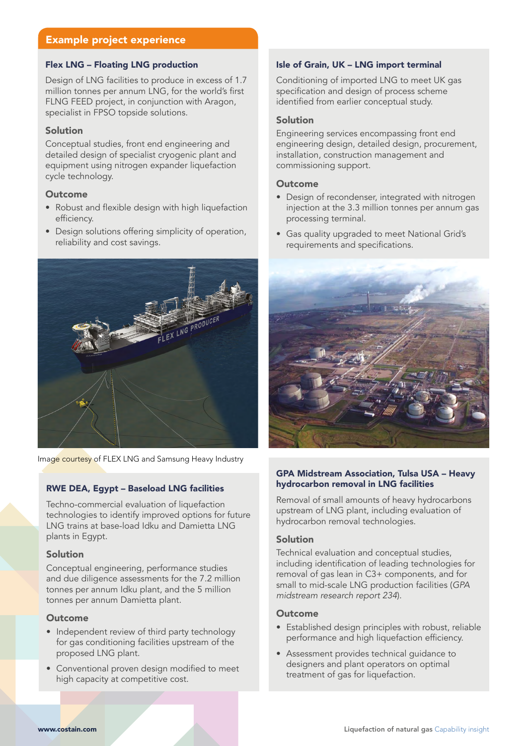## Example project experience

### Flex LNG – Floating LNG production

Design of LNG facilities to produce in excess of 1.7 million tonnes per annum LNG, for the world's first FLNG FEED project, in conjunction with Aragon, specialist in FPSO topside solutions.

#### Solution

Conceptual studies, front end engineering and detailed design of specialist cryogenic plant and equipment using nitrogen expander liquefaction cycle technology.

#### Outcome

- Robust and flexible design with high liquefaction efficiency.
- Design solutions offering simplicity of operation, reliability and cost savings.

Image courtesy of FLEX LNG and Samsung Heavy Industry

### RWE DEA, Egypt – Baseload LNG facilities

Techno-commercial evaluation of liquefaction technologies to identify improved options for future LNG trains at base-load Idku and Damietta LNG plants in Egypt.

#### Solution

Conceptual engineering, performance studies and due diligence assessments for the 7.2 million tonnes per annum Idku plant, and the 5 million tonnes per annum Damietta plant.

#### Outcome

- Independent review of third party technology for gas conditioning facilities upstream of the proposed LNG plant.
- Conventional proven design modified to meet high capacity at competitive cost.

### Isle of Grain, UK – LNG import terminal

Conditioning of imported LNG to meet UK gas specification and design of process scheme identified from earlier conceptual study.

#### Solution

Engineering services encompassing front end engineering design, detailed design, procurement, installation, construction management and commissioning support.

#### Outcome

- Design of recondenser, integrated with nitrogen injection at the 3.3 million tonnes per annum gas processing terminal.
- Gas quality upgraded to meet National Grid's requirements and specifications.

### GPA Midstream Association, Tulsa USA – Heavy hydrocarbon removal in LNG facilities

Removal of small amounts of heavy hydrocarbons upstream of LNG plant, including evaluation of hydrocarbon removal technologies.

#### Solution

Technical evaluation and conceptual studies, including identification of leading technologies for removal of gas lean in C3+ components, and for small to mid-scale LNG production facilities (*GPA midstream research report 234*).

#### Outcome

- Established design principles with robust, reliable performance and high liquefaction efficiency.
- Assessment provides technical guidance to designers and plant operators on optimal treatment of gas for liquefaction.